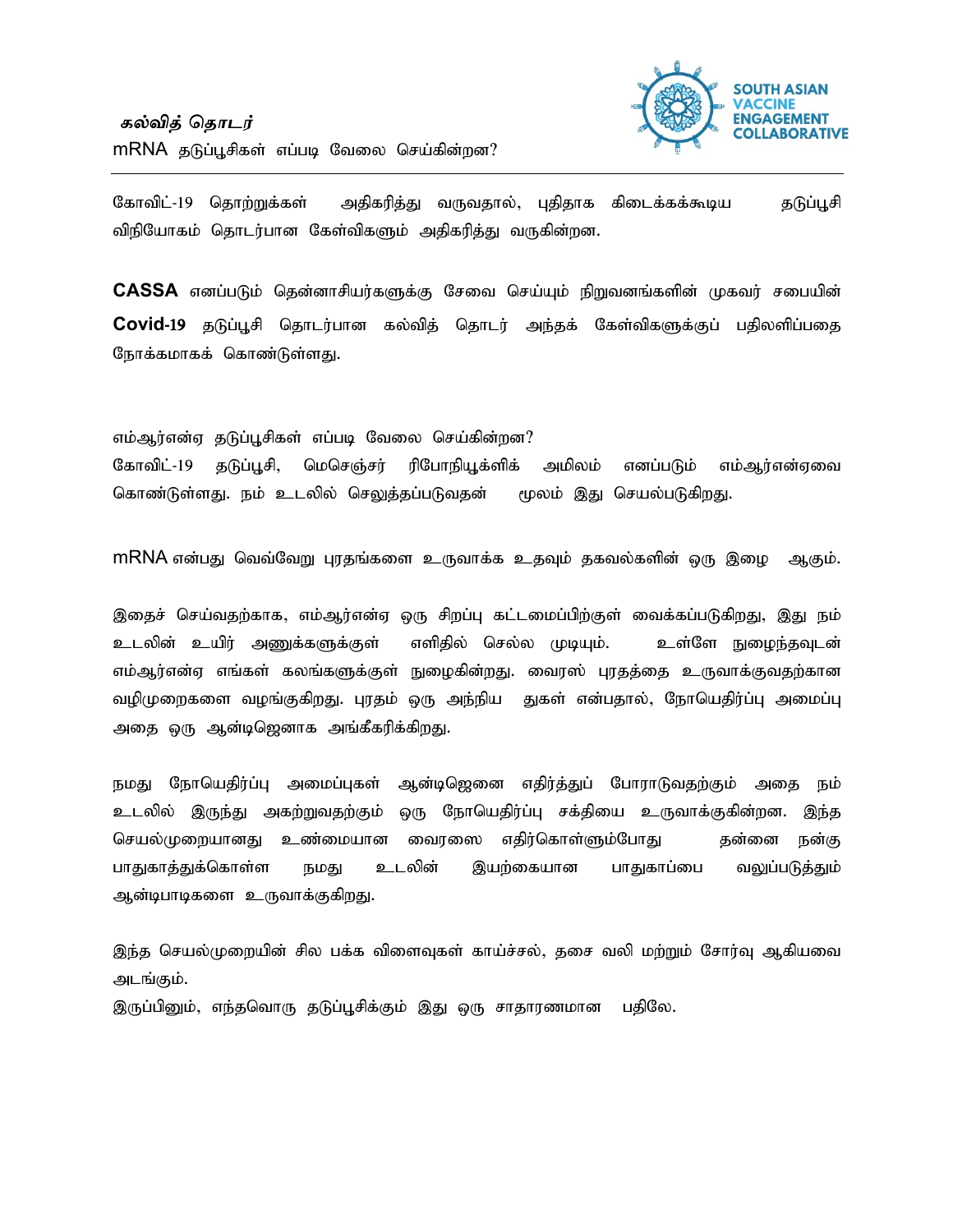***கல்வித் தொடர்***

mRNA தடுப்பூசிகள் எப்படி வேலை செய்கின்றன?

SOUTH ASIAN VACCINE ENGAGEMENT COLLABORATIVE

---

கோவிட்-19 தொற்றுக்கள் அதிகரித்து வருவதால், புதிதாக கிடைக்கக்கூடிய தடுப்பூசி விநியோகம் தொடர்பான கேள்விகளும் அதிகரித்து வருகின்றன.

**CASSA** எனப்படும் தென்னாசியர்களுக்கு சேவை செய்யும் நிறுவனங்களின் முகவர் சபையின் **Covid-19** தடுப்பூசி தொடர்பான கல்வித் தொடர் அந்தக் கேள்விகளுக்குப் பதிலளிப்பதை நோக்கமாகக் கொண்டுள்ளது.

எம்ஆர்என்ஏ தடுப்பூசிகள் எப்படி வேலை செய்கின்றன?
கோவிட்-19 தடுப்பூசி, மெசெஞ்சர் ரிபோநியூக்ளிக் அமிலம் எனப்படும் எம்ஆர்என்ஏவை கொண்டுள்ளது. நம் உடலில் செலுத்தப்படுவதன் மூலம் இது செயல்படுகிறது.

mRNA என்பது வெவ்வேறு புரதங்களை உருவாக்க உதவும் தகவல்களின் ஒரு இழை ஆகும்.

இதைச் செய்வதற்காக, எம்ஆர்என்ஏ ஒரு சிறப்பு கட்டமைப்பிற்குள் வைக்கப்படுகிறது, இது நம் உடலின் உயிர் அணுக்களுக்குள் எளிதில் செல்ல முடியும். உள்ளே நுழைந்தவுடன் எம்ஆர்என்ஏ எங்கள் கலங்களுக்குள் நுழைகின்றது. வைரஸ் புரதத்தை உருவாக்குவதற்கான வழிமுறைகளை வழங்குகிறது. புரதம் ஒரு அந்நிய துகள் என்பதால், நோயெதிர்ப்பு அமைப்பு அதை ஒரு ஆன்டிஜெனாக அங்கீகரிக்கிறது.

நமது நோயெதிர்ப்பு அமைப்புகள் ஆன்டிஜெனை எதிர்த்துப் போராடுவதற்கும் அதை நம் உடலில் இருந்து அகற்றுவதற்கும் ஒரு நோயெதிர்ப்பு சக்தியை உருவாக்குகின்றன. இந்த செயல்முறையானது உண்மையான வைரஸை எதிர்கொள்ளும்போது தன்னை நன்கு பாதுகாத்துக்கொள்ள நமது உடலின் இயற்கையான பாதுகாப்பை வலுப்படுத்தும் ஆன்டிபாடிகளை உருவாக்குகிறது.

இந்த செயல்முறையின் சில பக்க விளைவுகள் காய்ச்சல், தசை வலி மற்றும் சோர்வு ஆகியவை அடங்கும்.
இருப்பினும், எந்தவொரு தடுப்பூசிக்கும் இது ஒரு சாதாரணமான பதிலே.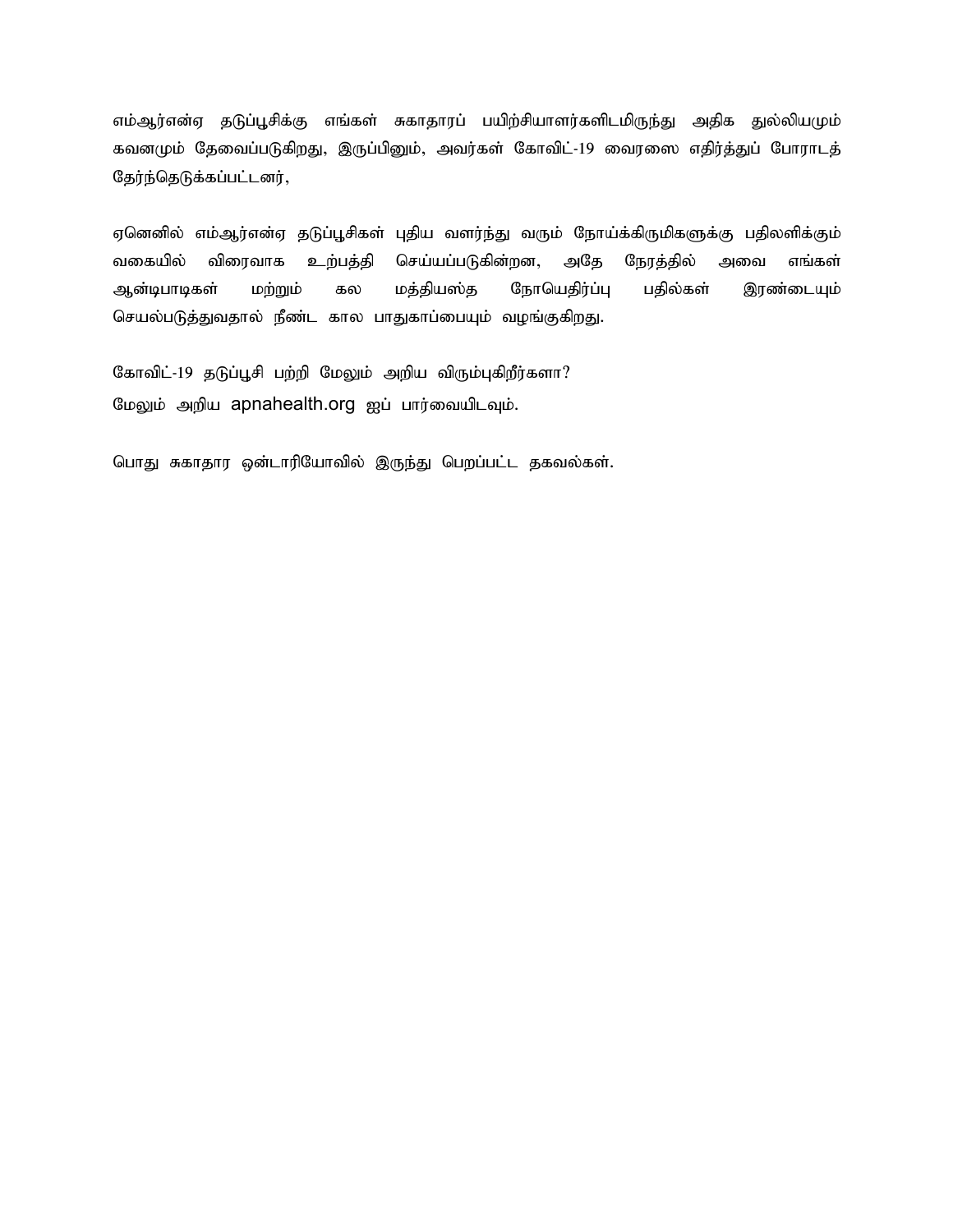எம்ஆர்என்ஏ தடுப்பூசிக்கு எங்கள் சுகாதாரப் பயிற்சியாளர்களிடமிருந்து அதிக துல்லியமும் கவனமும் தேவைப்படுகிறது, இருப்பினும், அவர்கள் கோவிட்-19 வைரஸை எதிர்த்துப் போராடத் தேர்ந்தெடுக்கப்பட்டனர்,

ஏனெனில் எம்ஆர்என்ஏ தடுப்பூசிகள் புதிய வளர்ந்து வரும் நோய்க்கிருமிகளுக்கு பதிலளிக்கும் வகையில் விரைவாக உற்பத்தி செய்யப்படுகின்றன, அதே நேரத்தில் அவை எங்கள் ஆன்டிபாடிகள் மற்றும் கல மத்தியஸ்த நோயெதிர்ப்பு பதில்கள் இரண்டையும் செயல்படுத்துவதால் நீண்ட கால பாதுகாப்பையும் வழங்குகிறது.

கோவிட்-19 தடுப்பூசி பற்றி மேலும் அறிய விரும்புகிறீர்களா?
மேலும் அறிய apnahealth.org ஐப் பார்வையிடவும்.

பொது சுகாதார ஒன்டாரியோவில் இருந்து பெறப்பட்ட தகவல்கள்.